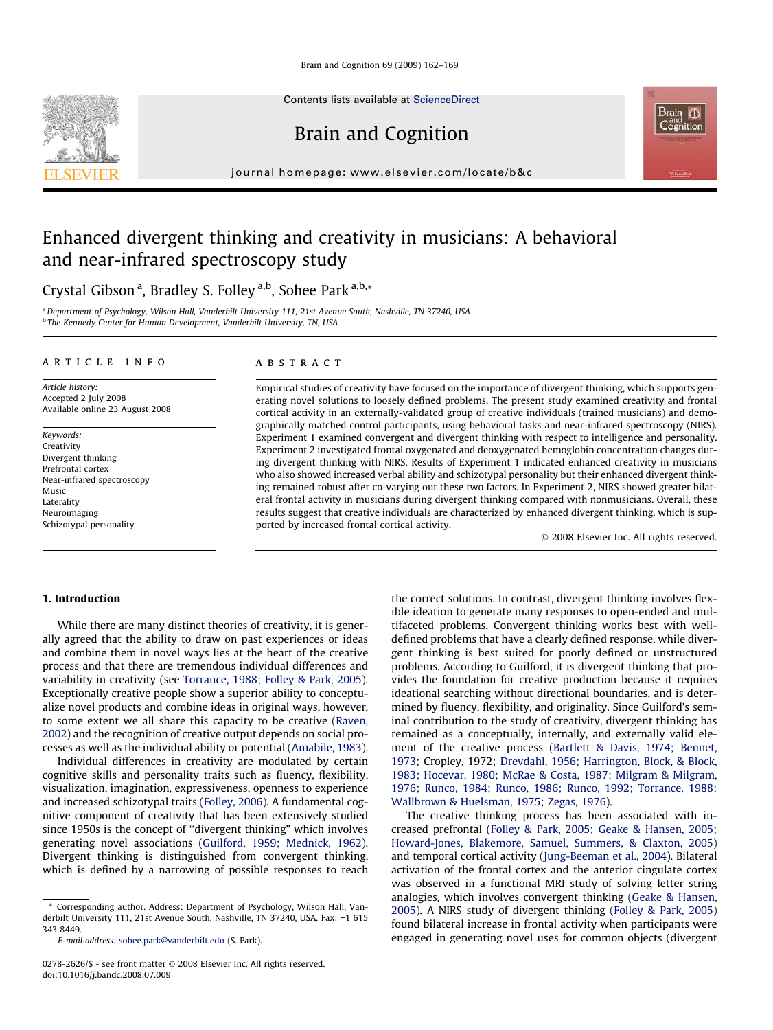# Enhanced divergent thinking and creativity in musicians: A behavioral and near-infrared spectroscopy study

Crystal Gibson [a], Bradley S. Folley [a,b], Sohee Park [a,b,*]

[a] Department of Psychology, Wilson Hall, Vanderbilt University 111, 21st Avenue South, Nashville, TN 37240, USA
[b] The Kennedy Center for Human Development, Vanderbilt University, TN, USA

**ARTICLE INFO**

*Article history:*
Accepted 2 July 2008
Available online 23 August 2008

*Keywords:*
Creativity
Divergent thinking
Prefrontal cortex
Near-infrared spectroscopy
Music
Laterality
Neuroimaging
Schizotypal personality

**ABSTRACT**

Empirical studies of creativity have focused on the importance of divergent thinking, which supports generating novel solutions to loosely defined problems. The present study examined creativity and frontal cortical activity in an externally-validated group of creative individuals (trained musicians) and demographically matched control participants, using behavioral tasks and near-infrared spectroscopy (NIRS). Experiment 1 examined convergent and divergent thinking with respect to intelligence and personality. Experiment 2 investigated frontal oxygenated and deoxygenated hemoglobin concentration changes during divergent thinking with NIRS. Results of Experiment 1 indicated enhanced creativity in musicians who also showed increased verbal ability and schizotypal personality but their enhanced divergent thinking remained robust after co-varying out these two factors. In Experiment 2, NIRS showed greater bilateral frontal activity in musicians during divergent thinking compared with nonmusicians. Overall, these results suggest that creative individuals are characterized by enhanced divergent thinking, which is supported by increased frontal cortical activity.

© 2008 Elsevier Inc. All rights reserved.

## 1. Introduction

While there are many distinct theories of creativity, it is generally agreed that the ability to draw on past experiences or ideas and combine them in novel ways lies at the heart of the creative process and that there are tremendous individual differences and variability in creativity (see Torrance, 1988; Folley & Park, 2005). Exceptionally creative people show a superior ability to conceptualize novel products and combine ideas in original ways, however, to some extent we all share this capacity to be creative (Raven, 2002) and the recognition of creative output depends on social processes as well as the individual ability or potential (Amabile, 1983).

Individual differences in creativity are modulated by certain cognitive skills and personality traits such as fluency, flexibility, visualization, imagination, expressiveness, openness to experience and increased schizotypal traits (Folley, 2006). A fundamental cognitive component of creativity that has been extensively studied since 1950s is the concept of "divergent thinking" which involves generating novel associations (Guilford, 1959; Mednick, 1962). Divergent thinking is distinguished from convergent thinking, which is defined by a narrowing of possible responses to reach the correct solutions. In contrast, divergent thinking involves flexible ideation to generate many responses to open-ended and multifaceted problems. Convergent thinking works best with well-defined problems that have a clearly defined response, while divergent thinking is best suited for poorly defined or unstructured problems. According to Guilford, it is divergent thinking that provides the foundation for creative production because it requires ideational searching without directional boundaries, and is determined by fluency, flexibility, and originality. Since Guilford's seminal contribution to the study of creativity, divergent thinking has remained as a conceptually, internally, and externally valid element of the creative process (Bartlett & Davis, 1974; Bennet, 1973; Cropley, 1972; Drevdahl, 1956; Harrington, Block, & Block, 1983; Hocevar, 1980; McRae & Costa, 1987; Milgram & Milgram, 1976; Runco, 1984; Runco, 1986; Runco, 1992; Torrance, 1988; Wallbrown & Huelsman, 1975; Zegas, 1976).

The creative thinking process has been associated with increased prefrontal (Folley & Park, 2005; Geake & Hansen, 2005; Howard-Jones, Blakemore, Samuel, Summers, & Claxton, 2005) and temporal cortical activity (Jung-Beeman et al., 2004). Bilateral activation of the frontal cortex and the anterior cingulate cortex was observed in a functional MRI study of solving letter string analogies, which involves convergent thinking (Geake & Hansen, 2005). A NIRS study of divergent thinking (Folley & Park, 2005) found bilateral increase in frontal activity when participants were engaged in generating novel uses for common objects (divergent

* Corresponding author. Address: Department of Psychology, Wilson Hall, Vanderbilt University 111, 21st Avenue South, Nashville, TN 37240, USA. Fax: +1 615 343 8449.
*E-mail address:* sohee.park@vanderbilt.edu (S. Park).

0278-2626/$ - see front matter © 2008 Elsevier Inc. All rights reserved.
doi:10.1016/j.bandc.2008.07.009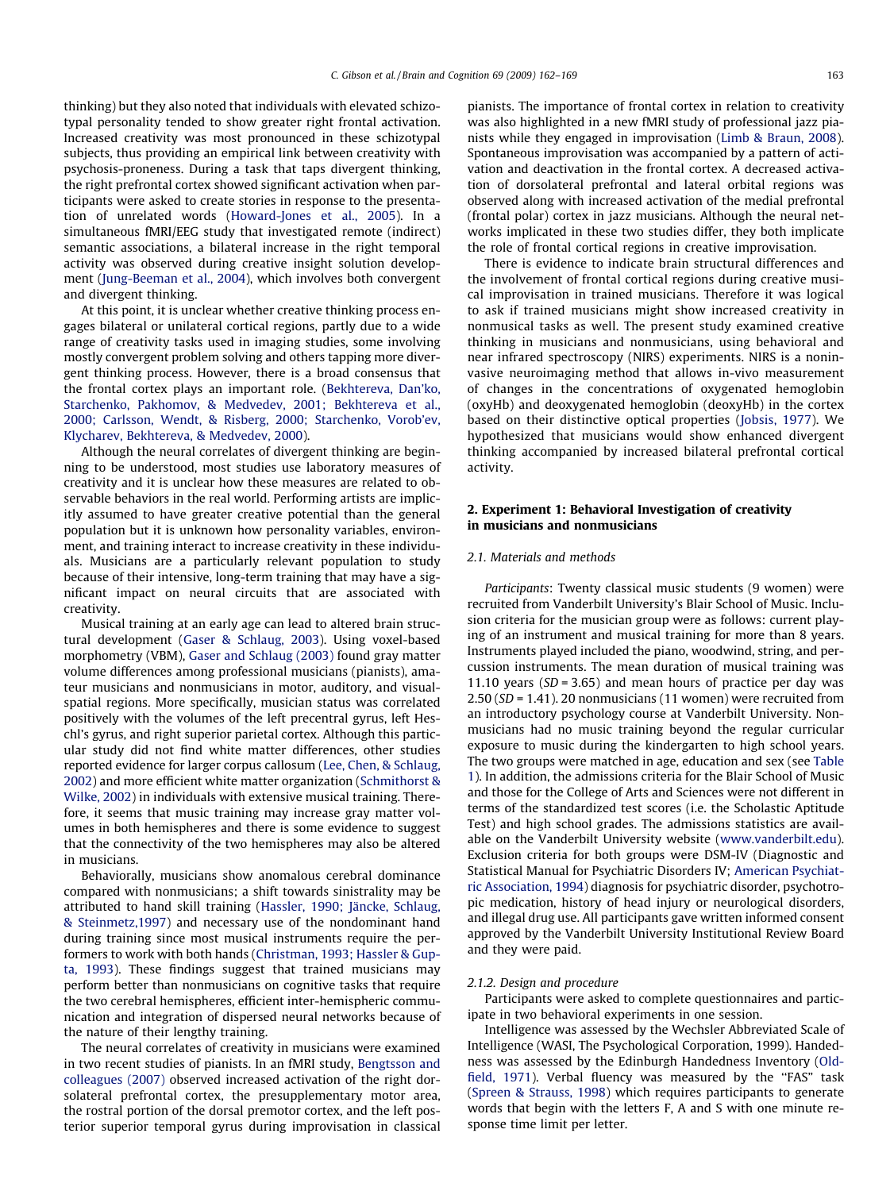thinking) but they also noted that individuals with elevated schizotypal personality tended to show greater right frontal activation. Increased creativity was most pronounced in these schizotypal subjects, thus providing an empirical link between creativity with psychosis-proneness. During a task that taps divergent thinking, the right prefrontal cortex showed significant activation when participants were asked to create stories in response to the presentation of unrelated words (Howard-Jones et al., 2005). In a simultaneous fMRI/EEG study that investigated remote (indirect) semantic associations, a bilateral increase in the right temporal activity was observed during creative insight solution development (Jung-Beeman et al., 2004), which involves both convergent and divergent thinking.

At this point, it is unclear whether creative thinking process engages bilateral or unilateral cortical regions, partly due to a wide range of creativity tasks used in imaging studies, some involving mostly convergent problem solving and others tapping more divergent thinking process. However, there is a broad consensus that the frontal cortex plays an important role. (Bekhtereva, Dan'ko, Starchenko, Pakhomov, & Medvedev, 2001; Bekhtereva et al., 2000; Carlsson, Wendt, & Risberg, 2000; Starchenko, Vorob'ev, Klycharev, Bekhtereva, & Medvedev, 2000).

Although the neural correlates of divergent thinking are beginning to be understood, most studies use laboratory measures of creativity and it is unclear how these measures are related to observable behaviors in the real world. Performing artists are implicitly assumed to have greater creative potential than the general population but it is unknown how personality variables, environment, and training interact to increase creativity in these individuals. Musicians are a particularly relevant population to study because of their intensive, long-term training that may have a significant impact on neural circuits that are associated with creativity.

Musical training at an early age can lead to altered brain structural development (Gaser & Schlaug, 2003). Using voxel-based morphometry (VBM), Gaser and Schlaug (2003) found gray matter volume differences among professional musicians (pianists), amateur musicians and nonmusicians in motor, auditory, and visual-spatial regions. More specifically, musician status was correlated positively with the volumes of the left precentral gyrus, left Heschl's gyrus, and right superior parietal cortex. Although this particular study did not find white matter differences, other studies reported evidence for larger corpus callosum (Lee, Chen, & Schlaug, 2002) and more efficient white matter organization (Schmithorst & Wilke, 2002) in individuals with extensive musical training. Therefore, it seems that music training may increase gray matter volumes in both hemispheres and there is some evidence to suggest that the connectivity of the two hemispheres may also be altered in musicians.

Behaviorally, musicians show anomalous cerebral dominance compared with nonmusicians; a shift towards sinistrality may be attributed to hand skill training (Hassler, 1990; Jäncke, Schlaug, & Steinmetz,1997) and necessary use of the nondominant hand during training since most musical instruments require the performers to work with both hands (Christman, 1993; Hassler & Gupta, 1993). These findings suggest that trained musicians may perform better than nonmusicians on cognitive tasks that require the two cerebral hemispheres, efficient inter-hemispheric communication and integration of dispersed neural networks because of the nature of their lengthy training.

The neural correlates of creativity in musicians were examined in two recent studies of pianists. In an fMRI study, Bengtsson and colleagues (2007) observed increased activation of the right dorsolateral prefrontal cortex, the presupplementary motor area, the rostral portion of the dorsal premotor cortex, and the left posterior superior temporal gyrus during improvisation in classical pianists. The importance of frontal cortex in relation to creativity was also highlighted in a new fMRI study of professional jazz pianists while they engaged in improvisation (Limb & Braun, 2008). Spontaneous improvisation was accompanied by a pattern of activation and deactivation in the frontal cortex. A decreased activation of dorsolateral prefrontal and lateral orbital regions was observed along with increased activation of the medial prefrontal (frontal polar) cortex in jazz musicians. Although the neural networks implicated in these two studies differ, they both implicate the role of frontal cortical regions in creative improvisation.

There is evidence to indicate brain structural differences and the involvement of frontal cortical regions during creative musical improvisation in trained musicians. Therefore it was logical to ask if trained musicians might show increased creativity in nonmusical tasks as well. The present study examined creative thinking in musicians and nonmusicians, using behavioral and near infrared spectroscopy (NIRS) experiments. NIRS is a noninvasive neuroimaging method that allows in-vivo measurement of changes in the concentrations of oxygenated hemoglobin (oxyHb) and deoxygenated hemoglobin (deoxyHb) in the cortex based on their distinctive optical properties (Jobsis, 1977). We hypothesized that musicians would show enhanced divergent thinking accompanied by increased bilateral prefrontal cortical activity.

## 2. Experiment 1: Behavioral Investigation of creativity in musicians and nonmusicians

### 2.1. Materials and methods

*Participants*: Twenty classical music students (9 women) were recruited from Vanderbilt University's Blair School of Music. Inclusion criteria for the musician group were as follows: current playing of an instrument and musical training for more than 8 years. Instruments played included the piano, woodwind, string, and percussion instruments. The mean duration of musical training was 11.10 years ($SD = 3.65$) and mean hours of practice per day was 2.50 ($SD = 1.41$). 20 nonmusicians (11 women) were recruited from an introductory psychology course at Vanderbilt University. Nonmusicians had no music training beyond the regular curricular exposure to music during the kindergarten to high school years. The two groups were matched in age, education and sex (see Table 1). In addition, the admissions criteria for the Blair School of Music and those for the College of Arts and Sciences were not different in terms of the standardized test scores (i.e. the Scholastic Aptitude Test) and high school grades. The admissions statistics are available on the Vanderbilt University website (www.vanderbilt.edu). Exclusion criteria for both groups were DSM-IV (Diagnostic and Statistical Manual for Psychiatric Disorders IV; American Psychiatric Association, 1994) diagnosis for psychiatric disorder, psychotropic medication, history of head injury or neurological disorders, and illegal drug use. All participants gave written informed consent approved by the Vanderbilt University Institutional Review Board and they were paid.

### 2.1.2. Design and procedure

Participants were asked to complete questionnaires and participate in two behavioral experiments in one session.

Intelligence was assessed by the Wechsler Abbreviated Scale of Intelligence (WASI, The Psychological Corporation, 1999). Handedness was assessed by the Edinburgh Handedness Inventory (Oldfield, 1971). Verbal fluency was measured by the "FAS" task (Spreen & Strauss, 1998) which requires participants to generate words that begin with the letters F, A and S with one minute response time limit per letter.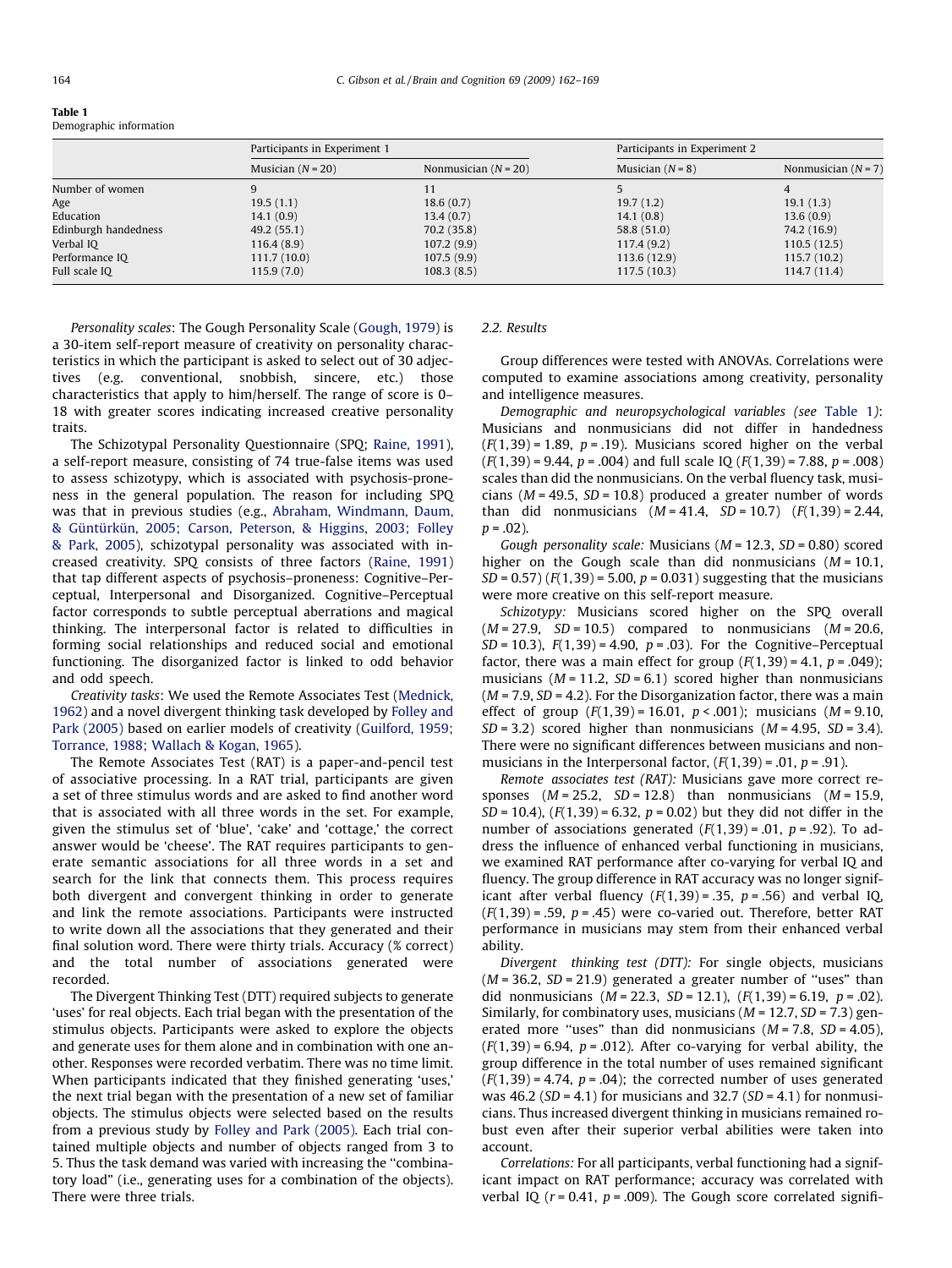**Table 1**
Demographic information

| | Participants in Experiment 1 | | Participants in Experiment 2 | |
|---|---|---|---|---|
| | Musician ($N = 20$) | Nonmusician ($N = 20$) | Musician ($N = 8$) | Nonmusician ($N = 7$) |
| Number of women | 9 | 11 | 5 | 4 |
| Age | 19.5 (1.1) | 18.6 (0.7) | 19.7 (1.2) | 19.1 (1.3) |
| Education | 14.1 (0.9) | 13.4 (0.7) | 14.1 (0.8) | 13.6 (0.9) |
| Edinburgh handedness | 49.2 (55.1) | 70.2 (35.8) | 58.8 (51.0) | 74.2 (16.9) |
| Verbal IQ | 116.4 (8.9) | 107.2 (9.9) | 117.4 (9.2) | 110.5 (12.5) |
| Performance IQ | 111.7 (10.0) | 107.5 (9.9) | 113.6 (12.9) | 115.7 (10.2) |
| Full scale IQ | 115.9 (7.0) | 108.3 (8.5) | 117.5 (10.3) | 114.7 (11.4) |

*Personality scales*: The Gough Personality Scale (Gough, 1979) is a 30-item self-report measure of creativity on personality characteristics in which the participant is asked to select out of 30 adjectives (e.g. conventional, snobbish, sincere, etc.) those characteristics that apply to him/herself. The range of score is 0–18 with greater scores indicating increased creative personality traits.

The Schizotypal Personality Questionnaire (SPQ; Raine, 1991), a self-report measure, consisting of 74 true-false items was used to assess schizotypy, which is associated with psychosis-proneness in the general population. The reason for including SPQ was that in previous studies (e.g., Abraham, Windmann, Daum, & Güntürkün, 2005; Carson, Peterson, & Higgins, 2003; Folley & Park, 2005), schizotypal personality was associated with increased creativity. SPQ consists of three factors (Raine, 1991) that tap different aspects of psychosis–proneness: Cognitive–Perceptual, Interpersonal and Disorganized. Cognitive–Perceptual factor corresponds to subtle perceptual aberrations and magical thinking. The interpersonal factor is related to difficulties in forming social relationships and reduced social and emotional functioning. The disorganized factor is linked to odd behavior and odd speech.

*Creativity tasks*: We used the Remote Associates Test (Mednick, 1962) and a novel divergent thinking task developed by Folley and Park (2005) based on earlier models of creativity (Guilford, 1959; Torrance, 1988; Wallach & Kogan, 1965).

The Remote Associates Test (RAT) is a paper-and-pencil test of associative processing. In a RAT trial, participants are given a set of three stimulus words and are asked to find another word that is associated with all three words in the set. For example, given the stimulus set of 'blue', 'cake' and 'cottage,' the correct answer would be 'cheese'. The RAT requires participants to generate semantic associations for all three words in a set and search for the link that connects them. This process requires both divergent and convergent thinking in order to generate and link the remote associations. Participants were instructed to write down all the associations that they generated and their final solution word. There were thirty trials. Accuracy (% correct) and the total number of associations generated were recorded.

The Divergent Thinking Test (DTT) required subjects to generate 'uses' for real objects. Each trial began with the presentation of the stimulus objects. Participants were asked to explore the objects and generate uses for them alone and in combination with one another. Responses were recorded verbatim. There was no time limit. When participants indicated that they finished generating 'uses,' the next trial began with the presentation of a new set of familiar objects. The stimulus objects were selected based on the results from a previous study by Folley and Park (2005). Each trial contained multiple objects and number of objects ranged from 3 to 5. Thus the task demand was varied with increasing the "combinatory load" (i.e., generating uses for a combination of the objects). There were three trials.

### 2.2. Results

Group differences were tested with ANOVAs. Correlations were computed to examine associations among creativity, personality and intelligence measures.

*Demographic and neuropsychological variables (see Table 1)*: Musicians and nonmusicians did not differ in handedness ($F(1,39) = 1.89$, $p = .19$). Musicians scored higher on the verbal ($F(1,39) = 9.44$, $p = .004$) and full scale IQ ($F(1,39) = 7.88$, $p = .008$) scales than did the nonmusicians. On the verbal fluency task, musicians ($M = 49.5$, $SD = 10.8$) produced a greater number of words than did nonmusicians ($M = 41.4$, $SD = 10.7$) ($F(1,39) = 2.44$, $p = .02$).

*Gough personality scale:* Musicians ($M = 12.3$, $SD = 0.80$) scored higher on the Gough scale than did nonmusicians ($M = 10.1$, $SD = 0.57$) ($F(1,39) = 5.00$, $p = 0.031$) suggesting that the musicians were more creative on this self-report measure.

*Schizotypy:* Musicians scored higher on the SPQ overall ($M = 27.9$, $SD = 10.5$) compared to nonmusicians ($M = 20.6$, $SD = 10.3$), $F(1,39) = 4.90$, $p = .03$). For the Cognitive–Perceptual factor, there was a main effect for group ($F(1,39) = 4.1$, $p = .049$); musicians ($M = 11.2$, $SD = 6.1$) scored higher than nonmusicians ($M = 7.9$, $SD = 4.2$). For the Disorganization factor, there was a main effect of group ($F(1,39) = 16.01$, $p < .001$); musicians ($M = 9.10$, $SD = 3.2$) scored higher than nonmusicians ($M = 4.95$, $SD = 3.4$). There were no significant differences between musicians and nonmusicians in the Interpersonal factor, ($F(1,39) = .01$, $p = .91$).

*Remote associates test (RAT):* Musicians gave more correct responses ($M = 25.2$, $SD = 12.8$) than nonmusicians ($M = 15.9$, $SD = 10.4$), ($F(1,39) = 6.32$, $p = 0.02$) but they did not differ in the number of associations generated ($F(1,39) = .01$, $p = .92$). To address the influence of enhanced verbal functioning in musicians, we examined RAT performance after co-varying for verbal IQ and fluency. The group difference in RAT accuracy was no longer significant after verbal fluency ($F(1,39) = .35$, $p = .56$) and verbal IQ, ($F(1,39) = .59$, $p = .45$) were co-varied out. Therefore, better RAT performance in musicians may stem from their enhanced verbal ability.

*Divergent thinking test (DTT):* For single objects, musicians ($M = 36.2$, $SD = 21.9$) generated a greater number of "uses" than did nonmusicians ($M = 22.3$, $SD = 12.1$), ($F(1,39) = 6.19$, $p = .02$). Similarly, for combinatory uses, musicians ($M = 12.7$, $SD = 7.3$) generated more "uses" than did nonmusicians ($M = 7.8$, $SD = 4.05$), ($F(1,39) = 6.94$, $p = .012$). After co-varying for verbal ability, the group difference in the total number of uses remained significant ($F(1,39) = 4.74$, $p = .04$); the corrected number of uses generated was 46.2 ($SD = 4.1$) for musicians and 32.7 ($SD = 4.1$) for nonmusicians. Thus increased divergent thinking in musicians remained robust even after their superior verbal abilities were taken into account.

*Correlations:* For all participants, verbal functioning had a significant impact on RAT performance; accuracy was correlated with verbal IQ ($r = 0.41$, $p = .009$). The Gough score correlated signifi-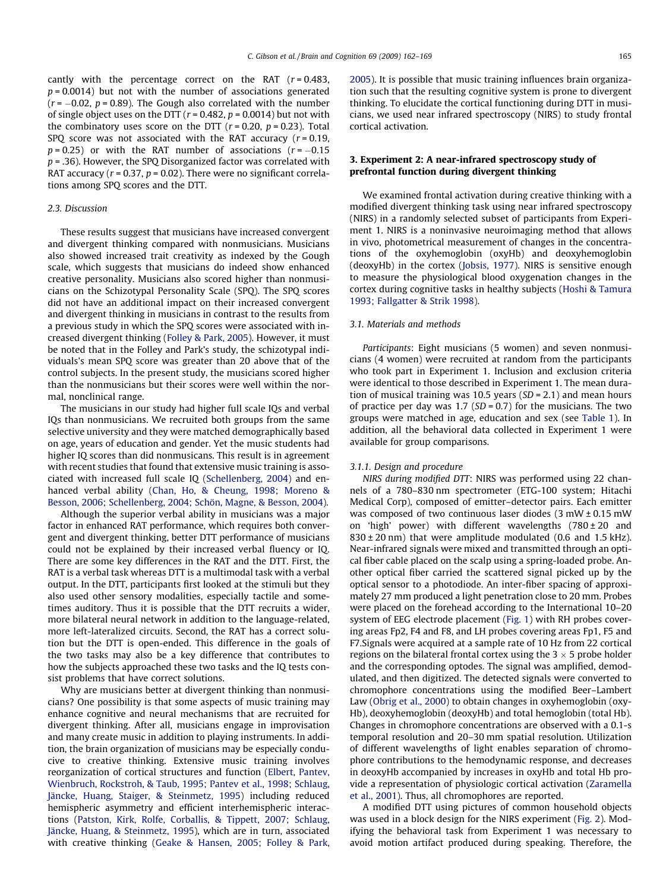cantly with the percentage correct on the RAT ($r = 0.483$, $p = 0.0014$) but not with the number of associations generated ($r = -0.02$, $p = 0.89$). The Gough also correlated with the number of single object uses on the DTT ($r = 0.482$, $p = 0.0014$) but not with the combinatory uses score on the DTT ($r = 0.20$, $p = 0.23$). Total SPQ score was not associated with the RAT accuracy ($r = 0.19$, $p = 0.25$) or with the RAT number of associations ($r = -0.15$ $p = .36$). However, the SPQ Disorganized factor was correlated with RAT accuracy ($r = 0.37$, $p = 0.02$). There were no significant correlations among SPQ scores and the DTT.

### 2.3. Discussion

These results suggest that musicians have increased convergent and divergent thinking compared with nonmusicians. Musicians also showed increased trait creativity as indexed by the Gough scale, which suggests that musicians do indeed show enhanced creative personality. Musicians also scored higher than nonmusicians on the Schizotypal Personality Scale (SPQ). The SPQ scores did not have an additional impact on their increased convergent and divergent thinking in musicians in contrast to the results from a previous study in which the SPQ scores were associated with increased divergent thinking (Folley & Park, 2005). However, it must be noted that in the Folley and Park's study, the schizotypal individuals's mean SPQ score was greater than 20 above that of the control subjects. In the present study, the musicians scored higher than the nonmusicians but their scores were well within the normal, nonclinical range.

The musicians in our study had higher full scale IQs and verbal IQs than nonmusicians. We recruited both groups from the same selective university and they were matched demographically based on age, years of education and gender. Yet the music students had higher IQ scores than did nonmusicians. This result is in agreement with recent studies that found that extensive music training is associated with increased full scale IQ (Schellenberg, 2004) and enhanced verbal ability (Chan, Ho, & Cheung, 1998; Moreno & Besson, 2006; Schellenberg, 2004; Schön, Magne, & Besson, 2004).

Although the superior verbal ability in musicians was a major factor in enhanced RAT performance, which requires both convergent and divergent thinking, better DTT performance of musicians could not be explained by their increased verbal fluency or IQ. There are some key differences in the RAT and the DTT. First, the RAT is a verbal task whereas DTT is a multimodal task with a verbal output. In the DTT, participants first looked at the stimuli but they also used other sensory modalities, especially tactile and sometimes auditory. Thus it is possible that the DTT recruits a wider, more bilateral neural network in addition to the language-related, more left-lateralized circuits. Second, the RAT has a correct solution but the DTT is open-ended. This difference in the goals of the two tasks may also be a key difference that contributes to how the subjects approached these two tasks and the IQ tests consist problems that have correct solutions.

Why are musicians better at divergent thinking than nonmusicians? One possibility is that some aspects of music training may enhance cognitive and neural mechanisms that are recruited for divergent thinking. After all, musicians engage in improvisation and many create music in addition to playing instruments. In addition, the brain organization of musicians may be especially conducive to creative thinking. Extensive music training involves reorganization of cortical structures and function (Elbert, Pantev, Wienbruch, Rockstroh, & Taub, 1995; Pantev et al., 1998; Schlaug, Jäncke, Huang, Staiger, & Steinmetz, 1995) including reduced hemispheric asymmetry and efficient interhemispheric interactions (Patston, Kirk, Rolfe, Corballis, & Tippett, 2007; Schlaug, Jäncke, Huang, & Steinmetz, 1995), which are in turn, associated with creative thinking (Geake & Hansen, 2005; Folley & Park, 2005). It is possible that music training influences brain organization such that the resulting cognitive system is prone to divergent thinking. To elucidate the cortical functioning during DTT in musicians, we used near infrared spectroscopy (NIRS) to study frontal cortical activation.

## 3. Experiment 2: A near-infrared spectroscopy study of prefrontal function during divergent thinking

We examined frontal activation during creative thinking with a modified divergent thinking task using near infrared spectroscopy (NIRS) in a randomly selected subset of participants from Experiment 1. NIRS is a noninvasive neuroimaging method that allows in vivo, photometrical measurement of changes in the concentrations of the oxyhemoglobin (oxyHb) and deoxyhemoglobin (deoxyHb) in the cortex (Jobsis, 1977). NIRS is sensitive enough to measure the physiological blood oxygenation changes in the cortex during cognitive tasks in healthy subjects (Hoshi & Tamura 1993; Fallgatter & Strik 1998).

### 3.1. Materials and methods

*Participants*: Eight musicians (5 women) and seven nonmusicians (4 women) were recruited at random from the participants who took part in Experiment 1. Inclusion and exclusion criteria were identical to those described in Experiment 1. The mean duration of musical training was 10.5 years ($SD = 2.1$) and mean hours of practice per day was 1.7 ($SD = 0.7$) for the musicians. The two groups were matched in age, education and sex (see Table 1). In addition, all the behavioral data collected in Experiment 1 were available for group comparisons.

#### 3.1.1. Design and procedure

*NIRS during modified DTT*: NIRS was performed using 22 channels of a 780–830 nm spectrometer (ETG-100 system; Hitachi Medical Corp), composed of emitter–detector pairs. Each emitter was composed of two continuous laser diodes (3 mW ± 0.15 mW on 'high' power) with different wavelengths (780 ± 20 and 830 ± 20 nm) that were amplitude modulated (0.6 and 1.5 kHz). Near-infrared signals were mixed and transmitted through an optical fiber cable placed on the scalp using a spring-loaded probe. Another optical fiber carried the scattered signal picked up by the optical sensor to a photodiode. An inter-fiber spacing of approximately 27 mm produced a light penetration close to 20 mm. Probes were placed on the forehead according to the International 10–20 system of EEG electrode placement (Fig. 1) with RH probes covering areas Fp2, F4 and F8, and LH probes covering areas Fp1, F5 and F7.Signals were acquired at a sample rate of 10 Hz from 22 cortical regions on the bilateral frontal cortex using the 3 × 5 probe holder and the corresponding optodes. The signal was amplified, demodulated, and then digitized. The detected signals were converted to chromophore concentrations using the modified Beer–Lambert Law (Obrig et al., 2000) to obtain changes in oxyhemoglobin (oxyHb), deoxyhemoglobin (deoxyHb) and total hemoglobin (total Hb). Changes in chromophore concentrations are observed with a 0.1-s temporal resolution and 20–30 mm spatial resolution. Utilization of different wavelengths of light enables separation of chromophore contributions to the hemodynamic response, and decreases in deoxyHb accompanied by increases in oxyHb and total Hb provide a representation of physiologic cortical activation (Zaramella et al., 2001). Thus, all chromophores are reported.

A modified DTT using pictures of common household objects was used in a block design for the NIRS experiment (Fig. 2). Modifying the behavioral task from Experiment 1 was necessary to avoid motion artifact produced during speaking. Therefore, the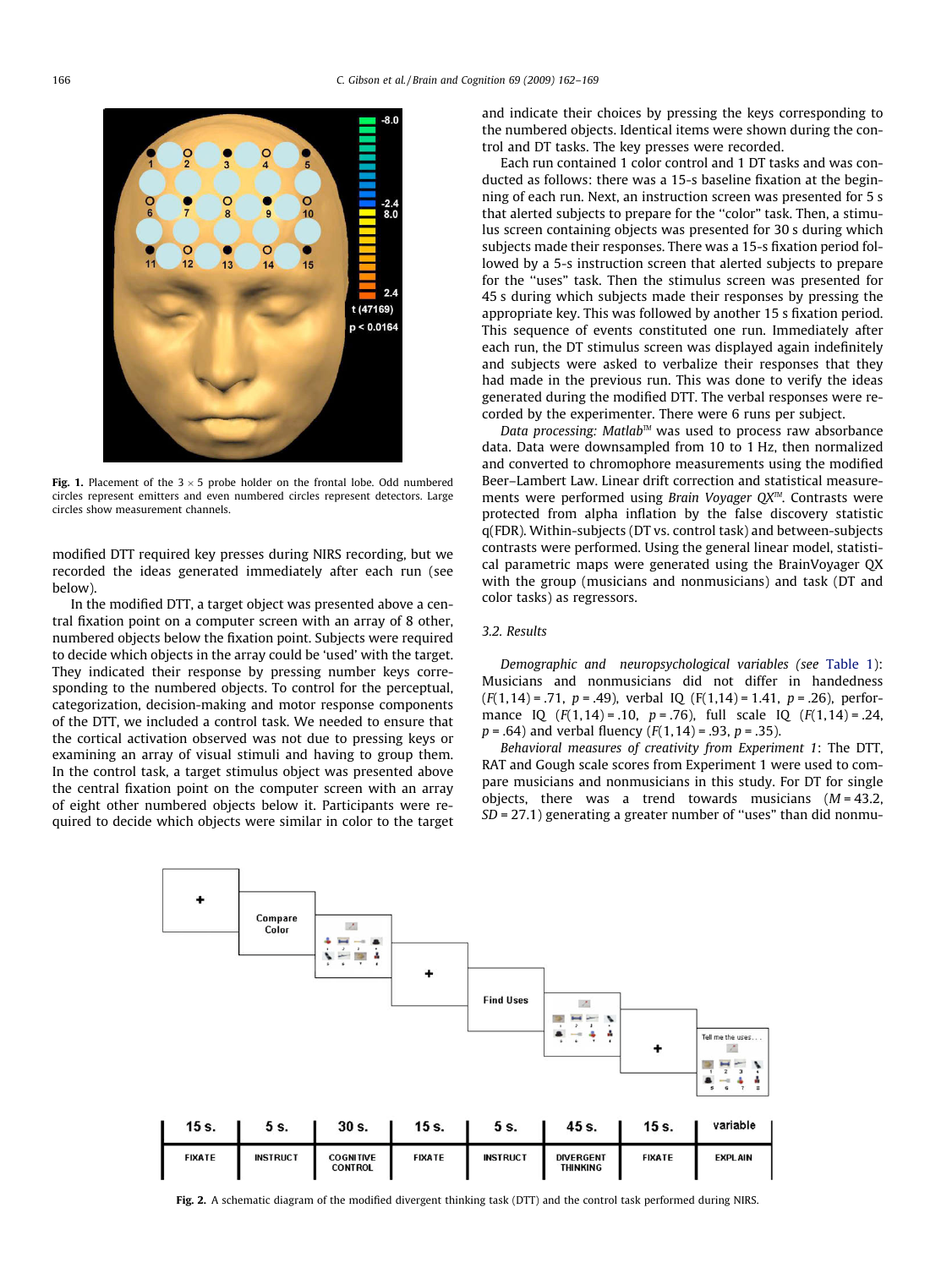Fig. 1. Placement of the 3 × 5 probe holder on the frontal lobe. Odd numbered circles represent emitters and even numbered circles represent detectors. Large circles show measurement channels.

modified DTT required key presses during NIRS recording, but we recorded the ideas generated immediately after each run (see below).

In the modified DTT, a target object was presented above a central fixation point on a computer screen with an array of 8 other, numbered objects below the fixation point. Subjects were required to decide which objects in the array could be 'used' with the target. They indicated their response by pressing number keys corresponding to the numbered objects. To control for the perceptual, categorization, decision-making and motor response components of the DTT, we included a control task. We needed to ensure that the cortical activation observed was not due to pressing keys or examining an array of visual stimuli and having to group them. In the control task, a target stimulus object was presented above the central fixation point on the computer screen with an array of eight other numbered objects below it. Participants were required to decide which objects were similar in color to the target and indicate their choices by pressing the keys corresponding to the numbered objects. Identical items were shown during the control and DT tasks. The key presses were recorded.

Each run contained 1 color control and 1 DT tasks and was conducted as follows: there was a 15-s baseline fixation at the beginning of each run. Next, an instruction screen was presented for 5 s that alerted subjects to prepare for the "color" task. Then, a stimulus screen containing objects was presented for 30 s during which subjects made their responses. There was a 15-s fixation period followed by a 5-s instruction screen that alerted subjects to prepare for the "uses" task. Then the stimulus screen was presented for 45 s during which subjects made their responses by pressing the appropriate key. This was followed by another 15 s fixation period. This sequence of events constituted one run. Immediately after each run, the DT stimulus screen was displayed again indefinitely and subjects were asked to verbalize their responses that they had made in the previous run. This was done to verify the ideas generated during the modified DTT. The verbal responses were recorded by the experimenter. There were 6 runs per subject.

*Data processing: Matlab*™ was used to process raw absorbance data. Data were downsampled from 10 to 1 Hz, then normalized and converted to chromophore measurements using the modified Beer–Lambert Law. Linear drift correction and statistical measurements were performed using *Brain Voyager QX*™. Contrasts were protected from alpha inflation by the false discovery statistic q(FDR). Within-subjects (DT vs. control task) and between-subjects contrasts were performed. Using the general linear model, statistical parametric maps were generated using the BrainVoyager QX with the group (musicians and nonmusicians) and task (DT and color tasks) as regressors.

### 3.2. Results

*Demographic and neuropsychological variables (see Table 1)*: Musicians and nonmusicians did not differ in handedness ($F(1,14) = .71$, $p = .49$), verbal IQ ($F(1,14) = 1.41$, $p = .26$), performance IQ ($F(1,14) = .10$, $p = .76$), full scale IQ ($F(1,14) = .24$, $p = .64$) and verbal fluency ($F(1,14) = .93$, $p = .35$).

*Behavioral measures of creativity from Experiment 1*: The DTT, RAT and Gough scale scores from Experiment 1 were used to compare musicians and nonmusicians in this study. For DT for single objects, there was a trend towards musicians ($M = 43.2$, $SD = 27.1$) generating a greater number of "uses" than did nonmu-

| 15 s. | 5 s. | 30 s. | 15 s. | 5 s. | 45 s. | 15 s. | variable |
|---|---|---|---|---|---|---|---|
| FIXATE | INSTRUCT | COGNITIVE CONTROL | FIXATE | INSTRUCT | DIVERGENT THINKING | FIXATE | EXPLAIN |

Fig. 2. A schematic diagram of the modified divergent thinking task (DTT) and the control task performed during NIRS.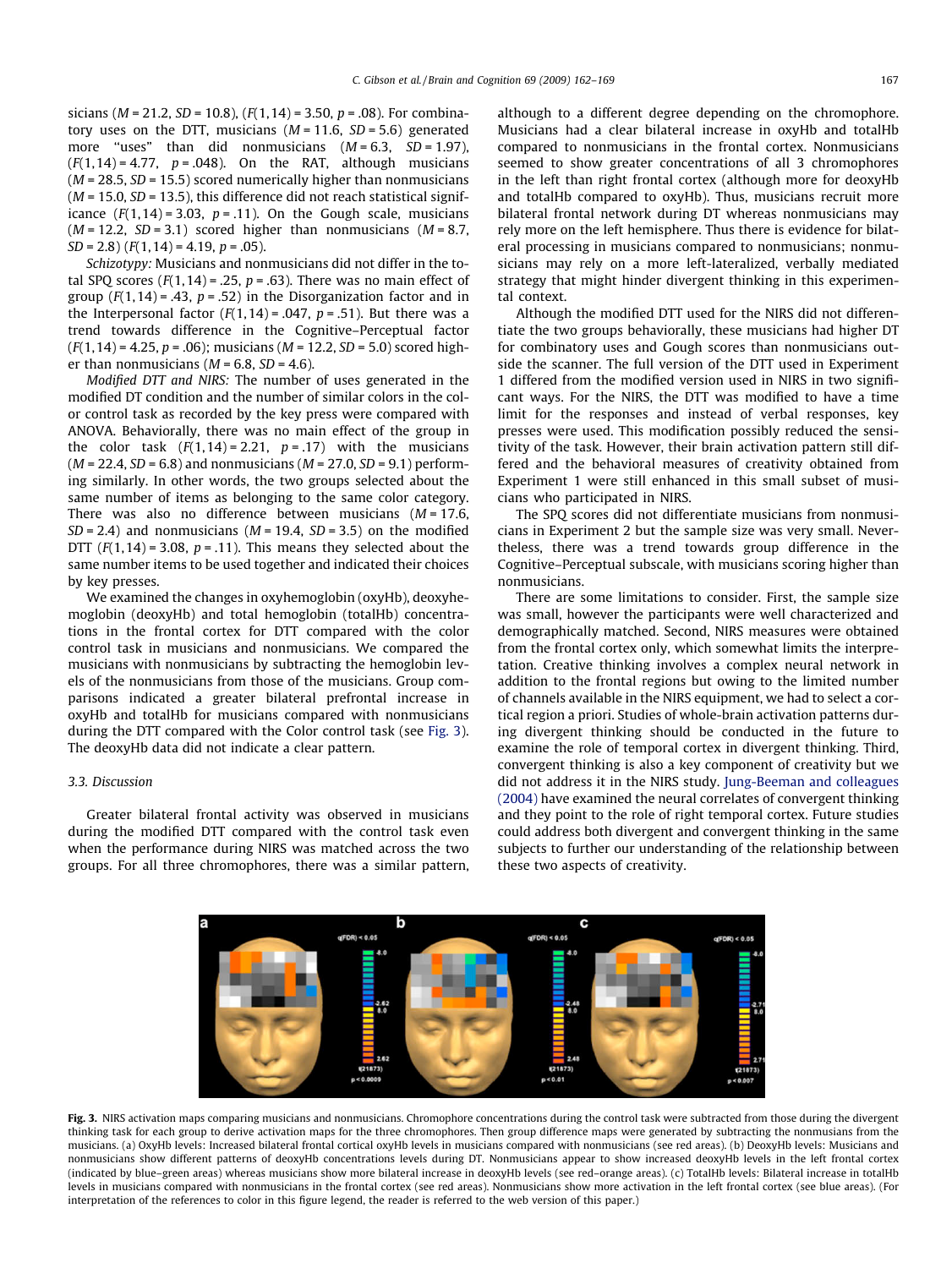sicians ($M = 21.2$, $SD = 10.8$), ($F(1,14) = 3.50$, $p = .08$). For combinatory uses on the DTT, musicians ($M = 11.6$, $SD = 5.6$) generated more "uses" than did nonmusicians ($M = 6.3$, $SD = 1.97$), ($F(1,14) = 4.77$, $p = .048$). On the RAT, although musicians ($M = 28.5$, $SD = 15.5$) scored numerically higher than nonmusicians ($M = 15.0$, $SD = 13.5$), this difference did not reach statistical significance ($F(1,14) = 3.03$, $p = .11$). On the Gough scale, musicians ($M = 12.2$, $SD = 3.1$) scored higher than nonmusicians ($M = 8.7$, $SD = 2.8$) ($F(1,14) = 4.19$, $p = .05$).

*Schizotypy:* Musicians and nonmusicians did not differ in the total SPQ scores ($F(1,14) = .25$, $p = .63$). There was no main effect of group ($F(1,14) = .43$, $p = .52$) in the Disorganization factor and in the Interpersonal factor ($F(1,14) = .047$, $p = .51$). But there was a trend towards difference in the Cognitive–Perceptual factor ($F(1,14) = 4.25$, $p = .06$); musicians ($M = 12.2$, $SD = 5.0$) scored higher than nonmusicians ($M = 6.8$, $SD = 4.6$).

*Modified DTT and NIRS:* The number of uses generated in the modified DT condition and the number of similar colors in the color control task as recorded by the key press were compared with ANOVA. Behaviorally, there was no main effect of the group in the color task ($F(1,14) = 2.21$, $p = .17$) with the musicians ($M = 22.4$, $SD = 6.8$) and nonmusicians ($M = 27.0$, $SD = 9.1$) performing similarly. In other words, the two groups selected about the same number of items as belonging to the same color category. There was also no difference between musicians ($M = 17.6$, $SD = 2.4$) and nonmusicians ($M = 19.4$, $SD = 3.5$) on the modified DTT ($F(1,14) = 3.08$, $p = .11$). This means they selected about the same number items to be used together and indicated their choices by key presses.

We examined the changes in oxyhemoglobin (oxyHb), deoxyhemoglobin (deoxyHb) and total hemoglobin (totalHb) concentrations in the frontal cortex for DTT compared with the color control task in musicians and nonmusicians. We compared the musicians with nonmusicians by subtracting the hemoglobin levels of the nonmusicians from those of the musicians. Group comparisons indicated a greater bilateral prefrontal increase in oxyHb and totalHb for musicians compared with nonmusicians during the DTT compared with the Color control task (see Fig. 3). The deoxyHb data did not indicate a clear pattern.

### 3.3. Discussion

Greater bilateral frontal activity was observed in musicians during the modified DTT compared with the control task even when the performance during NIRS was matched across the two groups. For all three chromophores, there was a similar pattern, although to a different degree depending on the chromophore. Musicians had a clear bilateral increase in oxyHb and totalHb compared to nonmusicians in the frontal cortex. Nonmusicians seemed to show greater concentrations of all 3 chromophores in the left than right frontal cortex (although more for deoxyHb and totalHb compared to oxyHb). Thus, musicians recruit more bilateral frontal network during DT whereas nonmusicians may rely more on the left hemisphere. Thus there is evidence for bilateral processing in musicians compared to nonmusicians; nonmusicians may rely on a more left-lateralized, verbally mediated strategy that might hinder divergent thinking in this experimental context.

Although the modified DTT used for the NIRS did not differentiate the two groups behaviorally, these musicians had higher DT for combinatory uses and Gough scores than nonmusicians outside the scanner. The full version of the DTT used in Experiment 1 differed from the modified version used in NIRS in two significant ways. For the NIRS, the DTT was modified to have a time limit for the responses and instead of verbal responses, key presses were used. This modification possibly reduced the sensitivity of the task. However, their brain activation pattern still differed and the behavioral measures of creativity obtained from Experiment 1 were still enhanced in this small subset of musicians who participated in NIRS.

The SPQ scores did not differentiate musicians from nonmusicians in Experiment 2 but the sample size was very small. Nevertheless, there was a trend towards group difference in the Cognitive–Perceptual subscale, with musicians scoring higher than nonmusicians.

There are some limitations to consider. First, the sample size was small, however the participants were well characterized and demographically matched. Second, NIRS measures were obtained from the frontal cortex only, which somewhat limits the interpretation. Creative thinking involves a complex neural network in addition to the frontal regions but owing to the limited number of channels available in the NIRS equipment, we had to select a cortical region a priori. Studies of whole-brain activation patterns during divergent thinking should be conducted in the future to examine the role of temporal cortex in divergent thinking. Third, convergent thinking is also a key component of creativity but we did not address it in the NIRS study. Jung-Beeman and colleagues (2004) have examined the neural correlates of convergent thinking and they point to the role of right temporal cortex. Future studies could address both divergent and convergent thinking in the same subjects to further our understanding of the relationship between these two aspects of creativity.

**Fig. 3.** NIRS activation maps comparing musicians and nonmusicians. Chromophore concentrations during the control task were subtracted from those during the divergent thinking task for each group to derive activation maps for the three chromophores. Then group difference maps were generated by subtracting the nonmusians from the musicians. (a) OxyHb levels: Increased bilateral frontal cortical oxyHb levels in musicians compared with nonmusicians (see red areas). (b) DeoxyHb levels: Musicians and nonmusicians show different patterns of deoxyHb concentrations levels during DT. Nonmusicians appear to show increased deoxyHb levels in the left frontal cortex (indicated by blue–green areas) whereas musicians show more bilateral increase in deoxyHb levels (see red–orange areas). (c) TotalHb levels: Bilateral increase in totalHb levels in musicians compared with nonmusicians in the frontal cortex (see red areas). Nonmusicians show more activation in the left frontal cortex (see blue areas). (For interpretation of the references to color in this figure legend, the reader is referred to the web version of this paper.)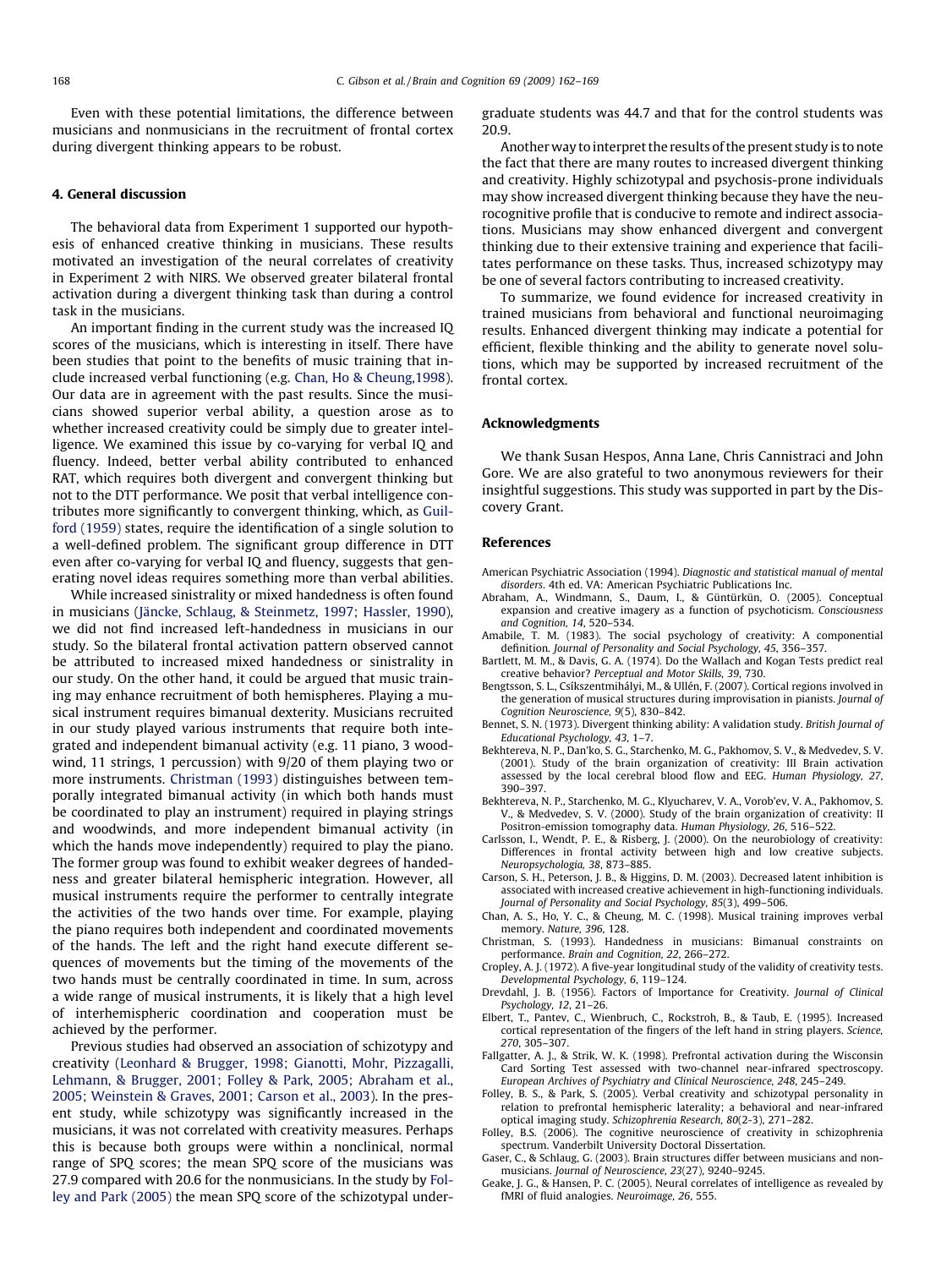Even with these potential limitations, the difference between musicians and nonmusicians in the recruitment of frontal cortex during divergent thinking appears to be robust.

## 4. General discussion

The behavioral data from Experiment 1 supported our hypothesis of enhanced creative thinking in musicians. These results motivated an investigation of the neural correlates of creativity in Experiment 2 with NIRS. We observed greater bilateral frontal activation during a divergent thinking task than during a control task in the musicians.

An important finding in the current study was the increased IQ scores of the musicians, which is interesting in itself. There have been studies that point to the benefits of music training that include increased verbal functioning (e.g. Chan, Ho & Cheung,1998). Our data are in agreement with the past results. Since the musicians showed superior verbal ability, a question arose as to whether increased creativity could be simply due to greater intelligence. We examined this issue by co-varying for verbal IQ and fluency. Indeed, better verbal ability contributed to enhanced RAT, which requires both divergent and convergent thinking but not to the DTT performance. We posit that verbal intelligence contributes more significantly to convergent thinking, which, as Guilford (1959) states, require the identification of a single solution to a well-defined problem. The significant group difference in DTT even after co-varying for verbal IQ and fluency, suggests that generating novel ideas requires something more than verbal abilities.

While increased sinistrality or mixed handedness is often found in musicians (Jäncke, Schlaug, & Steinmetz, 1997; Hassler, 1990), we did not find increased left-handedness in musicians in our study. So the bilateral frontal activation pattern observed cannot be attributed to increased mixed handedness or sinistrality in our study. On the other hand, it could be argued that music training may enhance recruitment of both hemispheres. Playing a musical instrument requires bimanual dexterity. Musicians recruited in our study played various instruments that require both integrated and independent bimanual activity (e.g. 11 piano, 3 woodwind, 11 strings, 1 percussion) with 9/20 of them playing two or more instruments. Christman (1993) distinguishes between temporally integrated bimanual activity (in which both hands must be coordinated to play an instrument) required in playing strings and woodwinds, and more independent bimanual activity (in which the hands move independently) required to play the piano. The former group was found to exhibit weaker degrees of handedness and greater bilateral hemispheric integration. However, all musical instruments require the performer to centrally integrate the activities of the two hands over time. For example, playing the piano requires both independent and coordinated movements of the hands. The left and the right hand execute different sequences of movements but the timing of the movements of the two hands must be centrally coordinated in time. In sum, across a wide range of musical instruments, it is likely that a high level of interhemispheric coordination and cooperation must be achieved by the performer.

Previous studies had observed an association of schizotypy and creativity (Leonhard & Brugger, 1998; Gianotti, Mohr, Pizzagalli, Lehmann, & Brugger, 2001; Folley & Park, 2005; Abraham et al., 2005; Weinstein & Graves, 2001; Carson et al., 2003). In the present study, while schizotypy was significantly increased in the musicians, it was not correlated with creativity measures. Perhaps this is because both groups were within a nonclinical, normal range of SPQ scores; the mean SPQ score of the musicians was 27.9 compared with 20.6 for the nonmusicians. In the study by Folley and Park (2005) the mean SPQ score of the schizotypal undergraduate students was 44.7 and that for the control students was 20.9.

Another way to interpret the results of the present study is to note the fact that there are many routes to increased divergent thinking and creativity. Highly schizotypal and psychosis-prone individuals may show increased divergent thinking because they have the neurocognitive profile that is conducive to remote and indirect associations. Musicians may show enhanced divergent and convergent thinking due to their extensive training and experience that facilitates performance on these tasks. Thus, increased schizotypy may be one of several factors contributing to increased creativity.

To summarize, we found evidence for increased creativity in trained musicians from behavioral and functional neuroimaging results. Enhanced divergent thinking may indicate a potential for efficient, flexible thinking and the ability to generate novel solutions, which may be supported by increased recruitment of the frontal cortex.

## Acknowledgments

We thank Susan Hespos, Anna Lane, Chris Cannistraci and John Gore. We are also grateful to two anonymous reviewers for their insightful suggestions. This study was supported in part by the Discovery Grant.

## References

American Psychiatric Association (1994). *Diagnostic and statistical manual of mental disorders*. 4th ed. VA: American Psychiatric Publications Inc.

Abraham, A., Windmann, S., Daum, I., & Güntürkün, O. (2005). Conceptual expansion and creative imagery as a function of psychoticism. *Consciousness and Cognition, 14*, 520–534.

Amabile, T. M. (1983). The social psychology of creativity: A componential definition. *Journal of Personality and Social Psychology, 45*, 356–357.

Bartlett, M. M., & Davis, G. A. (1974). Do the Wallach and Kogan Tests predict real creative behavior? *Perceptual and Motor Skills, 39*, 730.

Bengtsson, S. L., Csíkszentmihályi, M., & Ullén, F. (2007). Cortical regions involved in the generation of musical structures during improvisation in pianists. *Journal of Cognition Neuroscience, 9*(5), 830–842.

Bennet, S. N. (1973). Divergent thinking ability: A validation study. *British Journal of Educational Psychology, 43*, 1–7.

Bekhtereva, N. P., Dan'ko, S. G., Starchenko, M. G., Pakhomov, S. V., & Medvedev, S. V. (2001). Study of the brain organization of creativity: III Brain activation assessed by the local cerebral blood flow and EEG. *Human Physiology, 27*, 390–397.

Bekhtereva, N. P., Starchenko, M. G., Klyucharev, V. A., Vorob'ev, V. A., Pakhomov, S. V., & Medvedev, S. V. (2000). Study of the brain organization of creativity: II Positron-emission tomography data. *Human Physiology, 26*, 516–522.

Carlsson, I., Wendt, P. E., & Risberg, J. (2000). On the neurobiology of creativity: Differences in frontal activity between high and low creative subjects. *Neuropsychologia, 38*, 873–885.

Carson, S. H., Peterson, J. B., & Higgins, D. M. (2003). Decreased latent inhibition is associated with increased creative achievement in high-functioning individuals. *Journal of Personality and Social Psychology, 85*(3), 499–506.

Chan, A. S., Ho, Y. C., & Cheung, M. C. (1998). Musical training improves verbal memory. *Nature, 396*, 128.

Christman, S. (1993). Handedness in musicians: Bimanual constraints on performance. *Brain and Cognition, 22*, 266–272.

Cropley, A. J. (1972). A five-year longitudinal study of the validity of creativity tests. *Developmental Psychology, 6*, 119–124.

Drevdahl, J. B. (1956). Factors of Importance for Creativity. *Journal of Clinical Psychology, 12*, 21–26.

Elbert, T., Pantev, C., Wienbruch, C., Rockstroh, B., & Taub, E. (1995). Increased cortical representation of the fingers of the left hand in string players. *Science, 270*, 305–307.

Fallgatter, A. J., & Strik, W. K. (1998). Prefrontal activation during the Wisconsin Card Sorting Test assessed with two-channel near-infrared spectroscopy. *European Archives of Psychiatry and Clinical Neuroscience, 248*, 245–249.

Folley, B. S., & Park, S. (2005). Verbal creativity and schizotypal personality in relation to prefrontal hemispheric laterality; a behavioral and near-infrared optical imaging study. *Schizophrenia Research, 80*(2-3), 271–282.

Folley, B.S. (2006). The cognitive neuroscience of creativity in schizophrenia spectrum. Vanderbilt University Doctoral Dissertation.

Gaser, C., & Schlaug, G. (2003). Brain structures differ between musicians and nonmusicians. *Journal of Neuroscience, 23*(27), 9240–9245.

Geake, J. G., & Hansen, P. C. (2005). Neural correlates of intelligence as revealed by fMRI of fluid analogies. *Neuroimage, 26*, 555.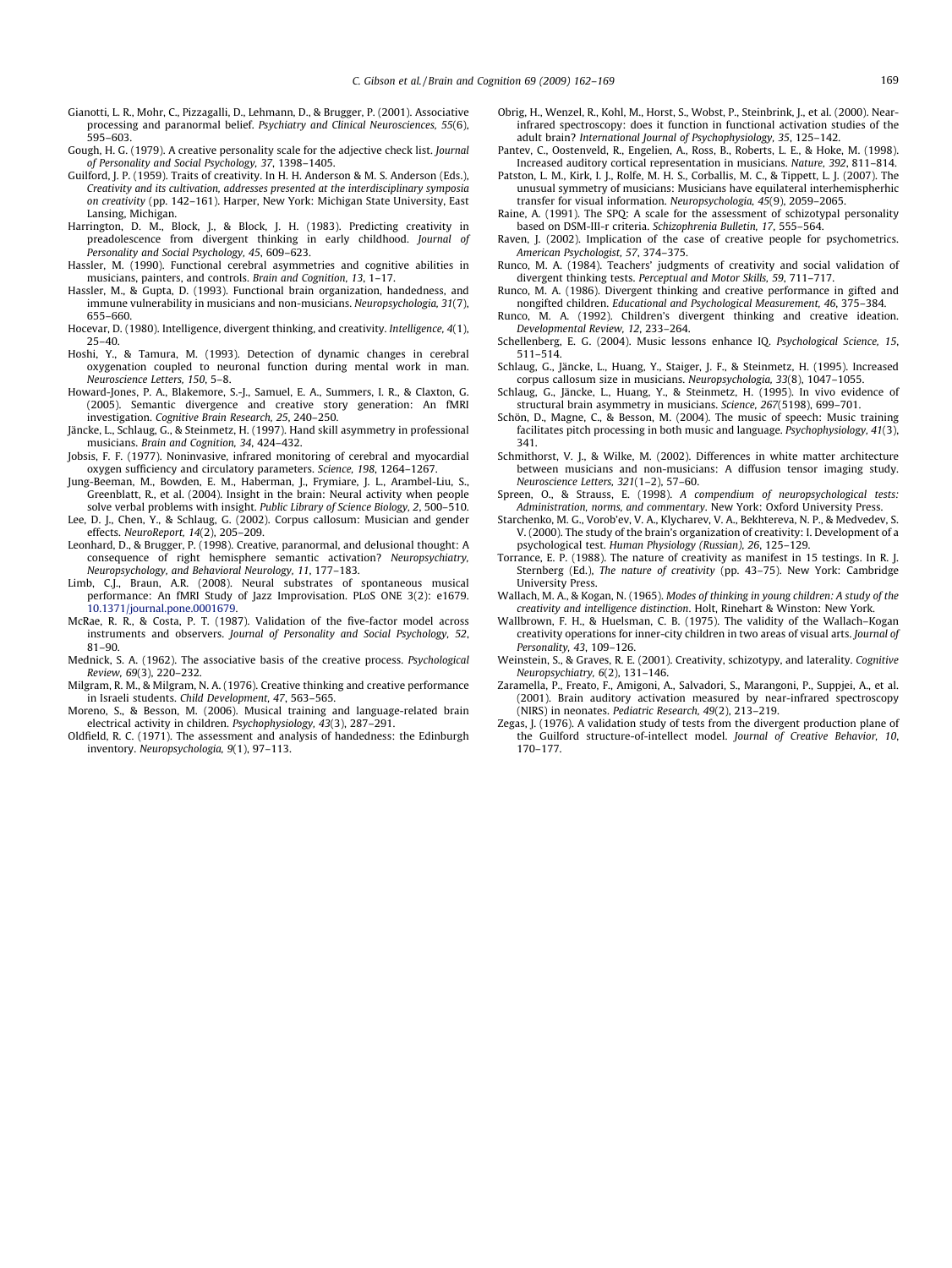Gianotti, L. R., Mohr, C., Pizzagalli, D., Lehmann, D., & Brugger, P. (2001). Associative processing and paranormal belief. *Psychiatry and Clinical Neurosciences, 55*(6), 595–603.

Gough, H. G. (1979). A creative personality scale for the adjective check list. *Journal of Personality and Social Psychology, 37*, 1398–1405.

Guilford, J. P. (1959). Traits of creativity. In H. H. Anderson & M. S. Anderson (Eds.), *Creativity and its cultivation, addresses presented at the interdisciplinary symposia on creativity* (pp. 142–161). Harper, New York: Michigan State University, East Lansing, Michigan.

Harrington, D. M., Block, J., & Block, J. H. (1983). Predicting creativity in preadolescence from divergent thinking in early childhood. *Journal of Personality and Social Psychology, 45*, 609–623.

Hassler, M. (1990). Functional cerebral asymmetries and cognitive abilities in musicians, painters, and controls. *Brain and Cognition, 13*, 1–17.

Hassler, M., & Gupta, D. (1993). Functional brain organization, handedness, and immune vulnerability in musicians and non-musicians. *Neuropsychologia, 31*(7), 655–660.

Hocevar, D. (1980). Intelligence, divergent thinking, and creativity. *Intelligence, 4*(1), 25–40.

Hoshi, Y., & Tamura, M. (1993). Detection of dynamic changes in cerebral oxygenation coupled to neuronal function during mental work in man. *Neuroscience Letters, 150*, 5–8.

Howard-Jones, P. A., Blakemore, S.-J., Samuel, E. A., Summers, I. R., & Claxton, G. (2005). Semantic divergence and creative story generation: An fMRI investigation. *Cognitive Brain Research, 25*, 240–250.

Jäncke, L., Schlaug, G., & Steinmetz, H. (1997). Hand skill asymmetry in professional musicians. *Brain and Cognition, 34*, 424–432.

Jobsis, F. F. (1977). Noninvasive, infrared monitoring of cerebral and myocardial oxygen sufficiency and circulatory parameters. *Science, 198*, 1264–1267.

Jung-Beeman, M., Bowden, E. M., Haberman, J., Frymiare, J. L., Arambel-Liu, S., Greenblatt, R., et al. (2004). Insight in the brain: Neural activity when people solve verbal problems with insight. *Public Library of Science Biology, 2*, 500–510.

Lee, D. J., Chen, Y., & Schlaug, G. (2002). Corpus callosum: Musician and gender effects. *NeuroReport, 14*(2), 205–209.

Leonhard, D., & Brugger, P. (1998). Creative, paranormal, and delusional thought: A consequence of right hemisphere semantic activation? *Neuropsychiatry, Neuropsychology, and Behavioral Neurology, 11*, 177–183.

Limb, C.J., Braun, A.R. (2008). Neural substrates of spontaneous musical performance: An fMRI Study of Jazz Improvisation. PLoS ONE 3(2): e1679. 10.1371/journal.pone.0001679.

McRae, R. R., & Costa, P. T. (1987). Validation of the five-factor model across instruments and observers. *Journal of Personality and Social Psychology, 52*, 81–90.

Mednick, S. A. (1962). The associative basis of the creative process. *Psychological Review, 69*(3), 220–232.

Milgram, R. M., & Milgram, N. A. (1976). Creative thinking and creative performance in Israeli students. *Child Development, 47*, 563–565.

Moreno, S., & Besson, M. (2006). Musical training and language-related brain electrical activity in children. *Psychophysiology, 43*(3), 287–291.

Oldfield, R. C. (1971). The assessment and analysis of handedness: the Edinburgh inventory. *Neuropsychologia, 9*(1), 97–113.

Obrig, H., Wenzel, R., Kohl, M., Horst, S., Wobst, P., Steinbrink, J., et al. (2000). Near-infrared spectroscopy: does it function in functional activation studies of the adult brain? *International Journal of Psychophysiology, 35*, 125–142.

Pantev, C., Oostenveld, R., Engelien, A., Ross, B., Roberts, L. E., & Hoke, M. (1998). Increased auditory cortical representation in musicians. *Nature, 392*, 811–814.

Patston, L. M., Kirk, I. J., Rolfe, M. H. S., Corballis, M. C., & Tippett, L. J. (2007). The unusual symmetry of musicians: Musicians have equilateral interhemispherhic transfer for visual information. *Neuropsychologia, 45*(9), 2059–2065.

Raine, A. (1991). The SPQ: A scale for the assessment of schizotypal personality based on DSM-III-r criteria. *Schizophrenia Bulletin, 17*, 555–564.

Raven, J. (2002). Implication of the case of creative people for psychometrics. *American Psychologist, 57*, 374–375.

Runco, M. A. (1984). Teachers' judgments of creativity and social validation of divergent thinking tests. *Perceptual and Motor Skills, 59*, 711–717.

Runco, M. A. (1986). Divergent thinking and creative performance in gifted and nongifted children. *Educational and Psychological Measurement, 46*, 375–384.

Runco, M. A. (1992). Children's divergent thinking and creative ideation. *Developmental Review, 12*, 233–264.

Schellenberg, E. G. (2004). Music lessons enhance IQ. *Psychological Science, 15*, 511–514.

Schlaug, G., Jäncke, L., Huang, Y., Staiger, J. F., & Steinmetz, H. (1995). Increased corpus callosum size in musicians. *Neuropsychologia, 33*(8), 1047–1055.

Schlaug, G., Jäncke, L., Huang, Y., & Steinmetz, H. (1995). In vivo evidence of structural brain asymmetry in musicians. *Science, 267*(5198), 699–701.

Schön, D., Magne, C., & Besson, M. (2004). The music of speech: Music training facilitates pitch processing in both music and language. *Psychophysiology, 41*(3), 341.

Schmithorst, V. J., & Wilke, M. (2002). Differences in white matter architecture between musicians and non-musicians: A diffusion tensor imaging study. *Neuroscience Letters, 321*(1–2), 57–60.

Spreen, O., & Strauss, E. (1998). *A compendium of neuropsychological tests: Administration, norms, and commentary*. New York: Oxford University Press.

Starchenko, M. G., Vorob'ev, V. A., Klycharev, V. A., Bekhtereva, N. P., & Medvedev, S. V. (2000). The study of the brain's organization of creativity: I. Development of a psychological test. *Human Physiology (Russian), 26*, 125–129.

Torrance, E. P. (1988). The nature of creativity as manifest in 15 testings. In R. J. Sternberg (Ed.), *The nature of creativity* (pp. 43–75). New York: Cambridge University Press.

Wallach, M. A., & Kogan, N. (1965). *Modes of thinking in young children: A study of the creativity and intelligence distinction*. Holt, Rinehart & Winston: New York.

Wallbrown, F. H., & Huelsman, C. B. (1975). The validity of the Wallach–Kogan creativity operations for inner-city children in two areas of visual arts. *Journal of Personality, 43*, 109–126.

Weinstein, S., & Graves, R. E. (2001). Creativity, schizotypy, and laterality. *Cognitive Neuropsychiatry, 6*(2), 131–146.

Zaramella, P., Freato, F., Amigoni, A., Salvadori, S., Marangoni, P., Suppjei, A., et al. (2001). Brain auditory activation measured by near-infrared spectroscopy (NIRS) in neonates. *Pediatric Research, 49*(2), 213–219.

Zegas, J. (1976). A validation study of tests from the divergent production plane of the Guilford structure-of-intellect model. *Journal of Creative Behavior, 10*, 170–177.